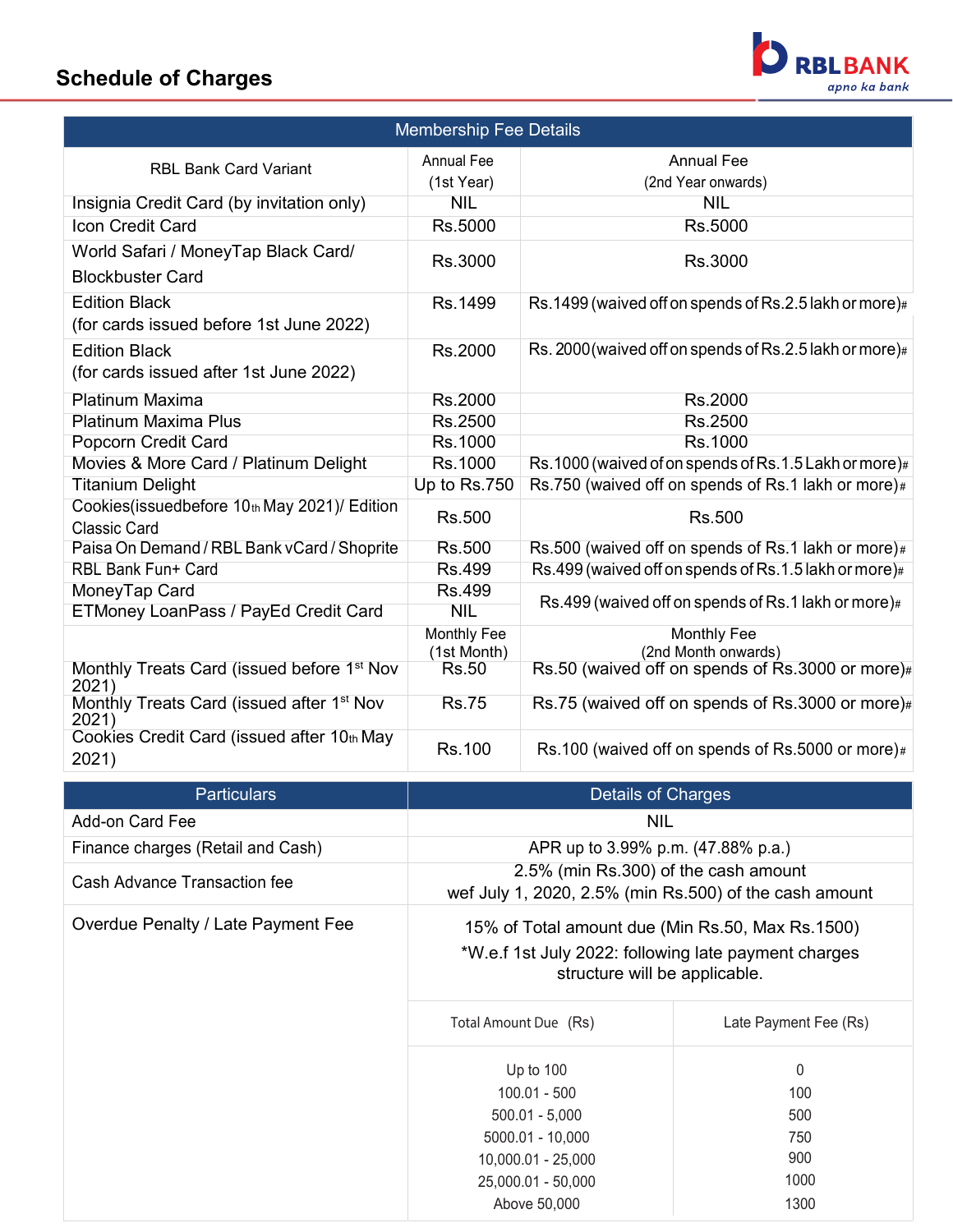# Schedule of Charges

| Membership Fee Details | | |
|---|---|---|
| RBL Bank Card Variant | Annual Fee (1st Year) | Annual Fee (2nd Year onwards) |
| Insignia Credit Card (by invitation only) | NIL | NIL |
| Icon Credit Card | Rs.5000 | Rs.5000 |
| World Safari / MoneyTap Black Card/ Blockbuster Card | Rs.3000 | Rs.3000 |
| Edition Black (for cards issued before 1st June 2022) | Rs.1499 | Rs.1499 (waived off on spends of Rs.2.5 lakh or more)# |
| Edition Black (for cards issued after 1st June 2022) | Rs.2000 | Rs. 2000 (waived off on spends of Rs.2.5 lakh or more)# |
| Platinum Maxima | Rs.2000 | Rs.2000 |
| Platinum Maxima Plus | Rs.2500 | Rs.2500 |
| Popcorn Credit Card | Rs.1000 | Rs.1000 |
| Movies & More Card / Platinum Delight | Rs.1000 | Rs.1000 (waived of on spends of Rs.1.5 Lakh or more)# |
| Titanium Delight | Up to Rs.750 | Rs.750 (waived off on spends of Rs.1 lakh or more)# |
| Cookies(issuedbefore 10th May 2021)/ Edition Classic Card | Rs.500 | Rs.500 |
| Paisa On Demand / RBL Bank vCard / Shoprite | Rs.500 | Rs.500 (waived off on spends of Rs.1 lakh or more)# |
| RBL Bank Fun+ Card | Rs.499 | Rs.499 (waived off on spends of Rs.1.5 lakh or more)# |
| MoneyTap Card | Rs.499 | Rs.499 (waived off on spends of Rs.1 lakh or more)# |
| ETMoney LoanPass / PayEd Credit Card | NIL | |
| | Monthly Fee (1st Month) | Monthly Fee (2nd Month onwards) |
| Monthly Treats Card (issued before 1st Nov 2021) | Rs.50 | Rs.50 (waived off on spends of Rs.3000 or more)# |
| Monthly Treats Card (issued after 1st Nov 2021) | Rs.75 | Rs.75 (waived off on spends of Rs.3000 or more)# |
| Cookies Credit Card (issued after 10th May 2021) | Rs.100 | Rs.100 (waived off on spends of Rs.5000 or more)# |

| Particulars | Details of Charges | |
|---|---|---|
| Add-on Card Fee | NIL | |
| Finance charges (Retail and Cash) | APR up to 3.99% p.m. (47.88% p.a.) | |
| Cash Advance Transaction fee | 2.5% (min Rs.300) of the cash amount<br>wef July 1, 2020, 2.5% (min Rs.500) of the cash amount | |
| Overdue Penalty / Late Payment Fee | 15% of Total amount due (Min Rs.50, Max Rs.1500)<br>*W.e.f 1st July 2022: following late payment charges structure will be applicable. | |
| | Total Amount Due (Rs) | Late Payment Fee (Rs) |
| | Up to 100 | 0 |
| | 100.01 - 500 | 100 |
| | 500.01 - 5,000 | 500 |
| | 5000.01 - 10,000 | 750 |
| | 10,000.01 - 25,000 | 900 |
| | 25,000.01 - 50,000 | 1000 |
| | Above 50,000 | 1300 |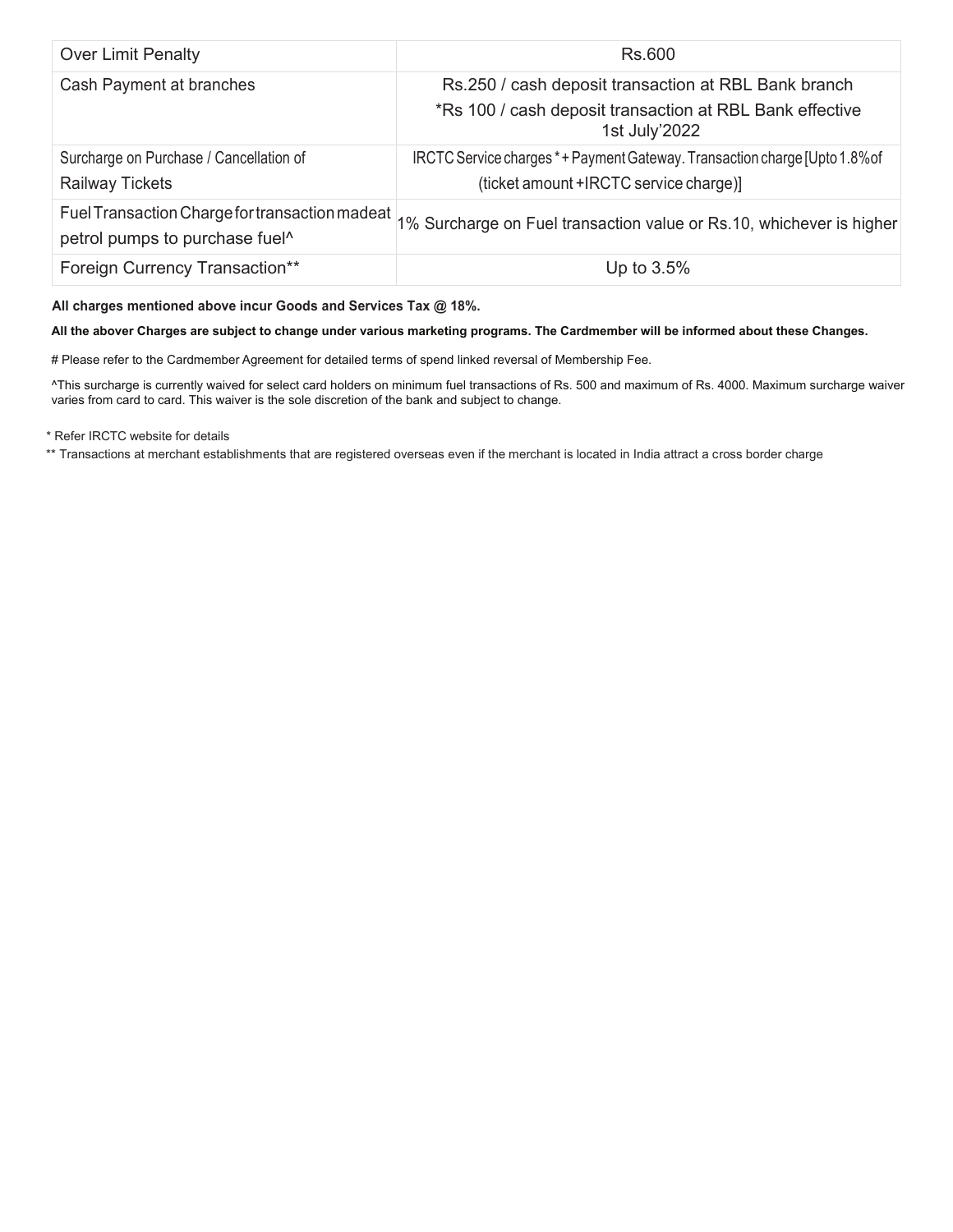| | |
|---|---|
| Over Limit Penalty | Rs.600 |
| Cash Payment at branches | Rs.250 / cash deposit transaction at RBL Bank branch<br>*Rs 100 / cash deposit transaction at RBL Bank effective 1st July'2022 |
| Surcharge on Purchase / Cancellation of Railway Tickets | IRCTC Service charges * + Payment Gateway. Transaction charge [Upto 1.8% of (ticket amount +IRCTC service charge)] |
| Fuel Transaction Charge for transaction made at petrol pumps to purchase fuel^ | 1% Surcharge on Fuel transaction value or Rs.10, whichever is higher |
| Foreign Currency Transaction** | Up to 3.5% |

**All charges mentioned above incur Goods and Services Tax @ 18%.**

**All the abover Charges are subject to change under various marketing programs. The Cardmember will be informed about these Changes.**

# Please refer to the Cardmember Agreement for detailed terms of spend linked reversal of Membership Fee.

^This surcharge is currently waived for select card holders on minimum fuel transactions of Rs. 500 and maximum of Rs. 4000. Maximum surcharge waiver varies from card to card. This waiver is the sole discretion of the bank and subject to change.

* Refer IRCTC website for details

** Transactions at merchant establishments that are registered overseas even if the merchant is located in India attract a cross border charge